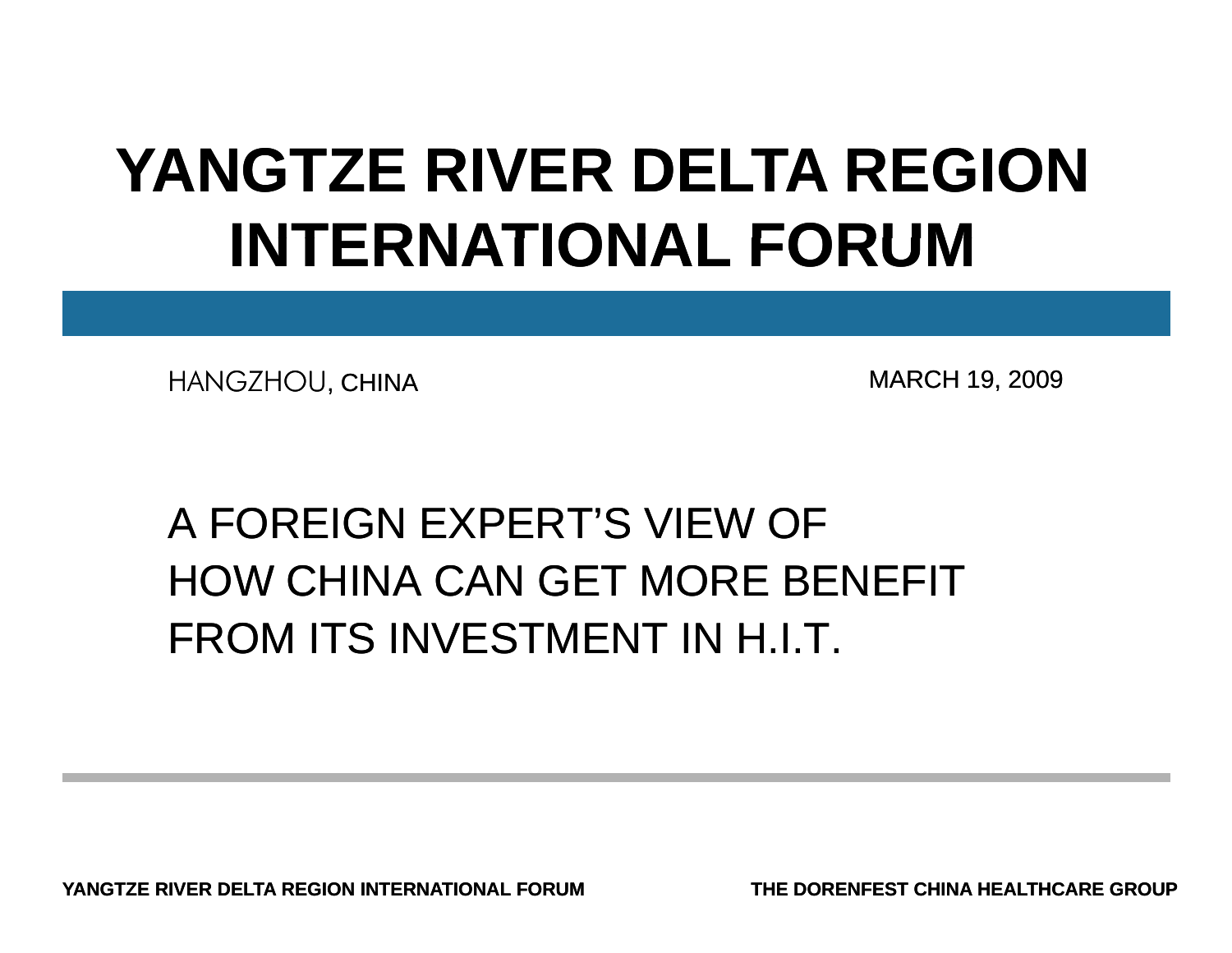# YANGTZE RIVER DELTA REGION INTERNATIONAL FORUM

HANGZHOU, CHINA

MARCH 19, 2009

## A FOREIGN EXPERT'S VIEW OF HOW CHINA CAN GET MORE BENEFIT FROM ITS INVESTMENT IN H.I.T.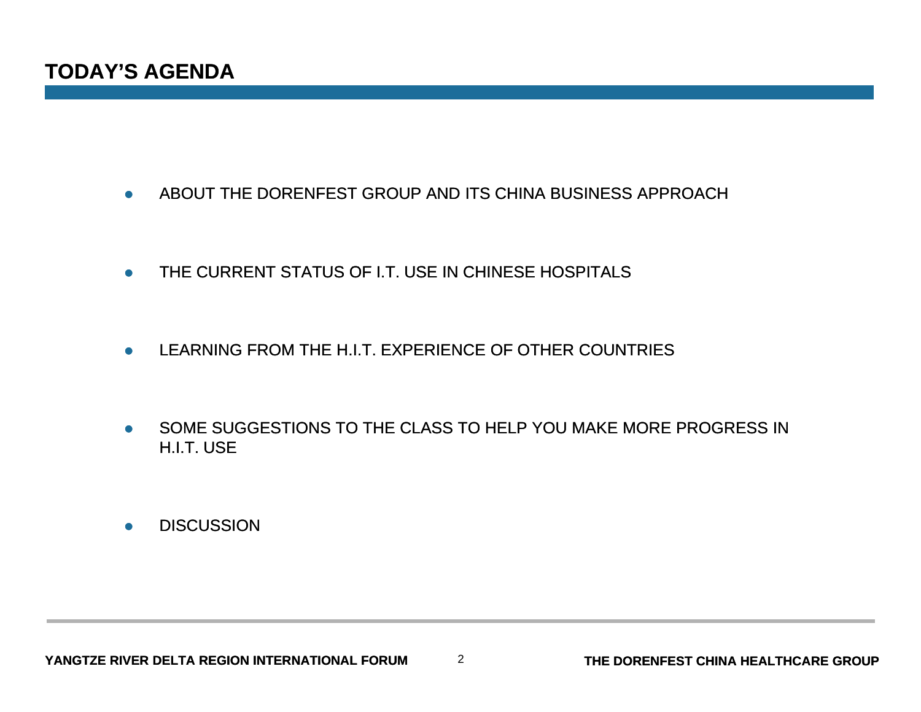# TODAY'S AGENDA

- ABOUT THE DORENFEST GROUP AND ITS CHINA BUSINESS APPROACH
- THE CURRENT STATUS OF I.T. USE IN CHINESE HOSPITALS
- LEARNING FROM THE H.I.T. EXPERIENCE OF OTHER COUNTRIES
- SOME SUGGESTIONS TO THE CLASS TO HELP YOU MAKE MORE PROGRESS IN H.I.T. USE
- DISCUSSION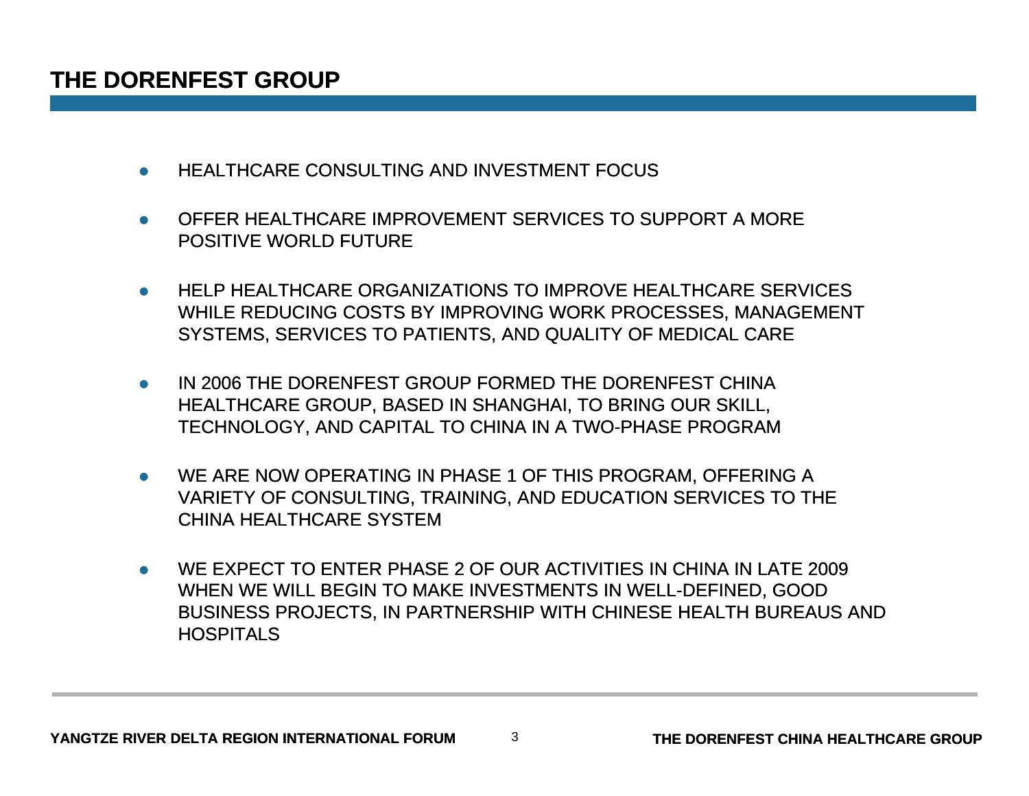# THE DORENFEST GROUP

- HEALTHCARE CONSULTING AND INVESTMENT FOCUS
- OFFER HEALTHCARE IMPROVEMENT SERVICES TO SUPPORT A MORE POSITIVE WORLD FUTURE
- HELP HEALTHCARE ORGANIZATIONS TO IMPROVE HEALTHCARE SERVICES WHILE REDUCING COSTS BY IMPROVING WORK PROCESSES, MANAGEMENT SYSTEMS, SERVICES TO PATIENTS, AND QUALITY OF MEDICAL CARE
- IN 2006 THE DORENFEST GROUP FORMED THE DORENFEST CHINA HEALTHCARE GROUP, BASED IN SHANGHAI, TO BRING OUR SKILL, TECHNOLOGY, AND CAPITAL TO CHINA IN A TWO-PHASE PROGRAM
- WE ARE NOW OPERATING IN PHASE 1 OF THIS PROGRAM, OFFERING A VARIETY OF CONSULTING, TRAINING, AND EDUCATION SERVICES TO THE CHINA HEALTHCARE SYSTEM
- WE EXPECT TO ENTER PHASE 2 OF OUR ACTIVITIES IN CHINA IN LATE 2009 WHEN WE WILL BEGIN TO MAKE INVESTMENTS IN WELL-DEFINED, GOOD BUSINESS PROJECTS, IN PARTNERSHIP WITH CHINESE HEALTH BUREAUS AND HOSPITALS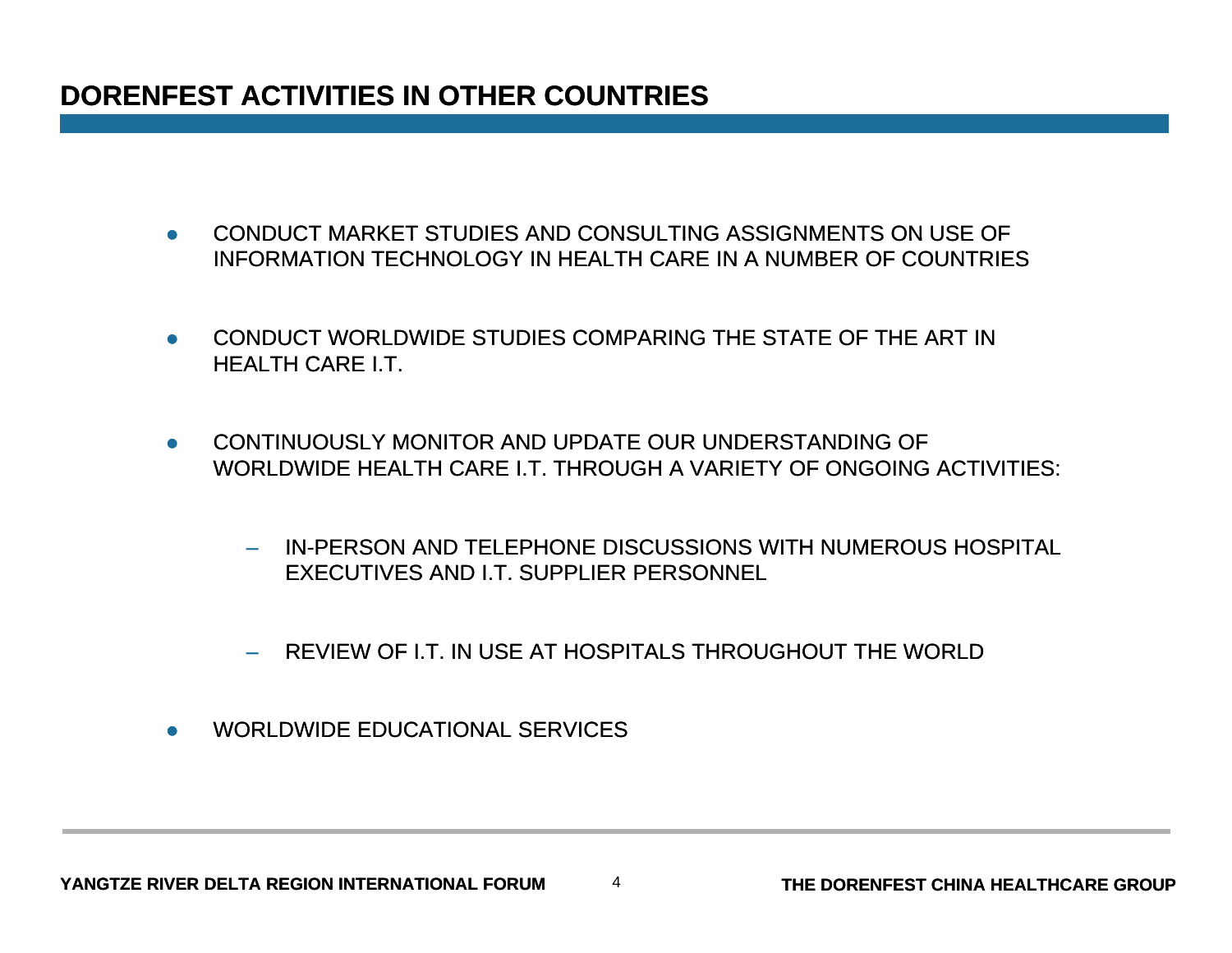# DORENFEST ACTIVITIES IN OTHER COUNTRIES

- CONDUCT MARKET STUDIES AND CONSULTING ASSIGNMENTS ON USE OF INFORMATION TECHNOLOGY IN HEALTH CARE IN A NUMBER OF COUNTRIES

- CONDUCT WORLDWIDE STUDIES COMPARING THE STATE OF THE ART IN HEALTH CARE I.T.

- CONTINUOUSLY MONITOR AND UPDATE OUR UNDERSTANDING OF WORLDWIDE HEALTH CARE I.T. THROUGH A VARIETY OF ONGOING ACTIVITIES:

  - IN-PERSON AND TELEPHONE DISCUSSIONS WITH NUMEROUS HOSPITAL EXECUTIVES AND I.T. SUPPLIER PERSONNEL

  - REVIEW OF I.T. IN USE AT HOSPITALS THROUGHOUT THE WORLD

- WORLDWIDE EDUCATIONAL SERVICES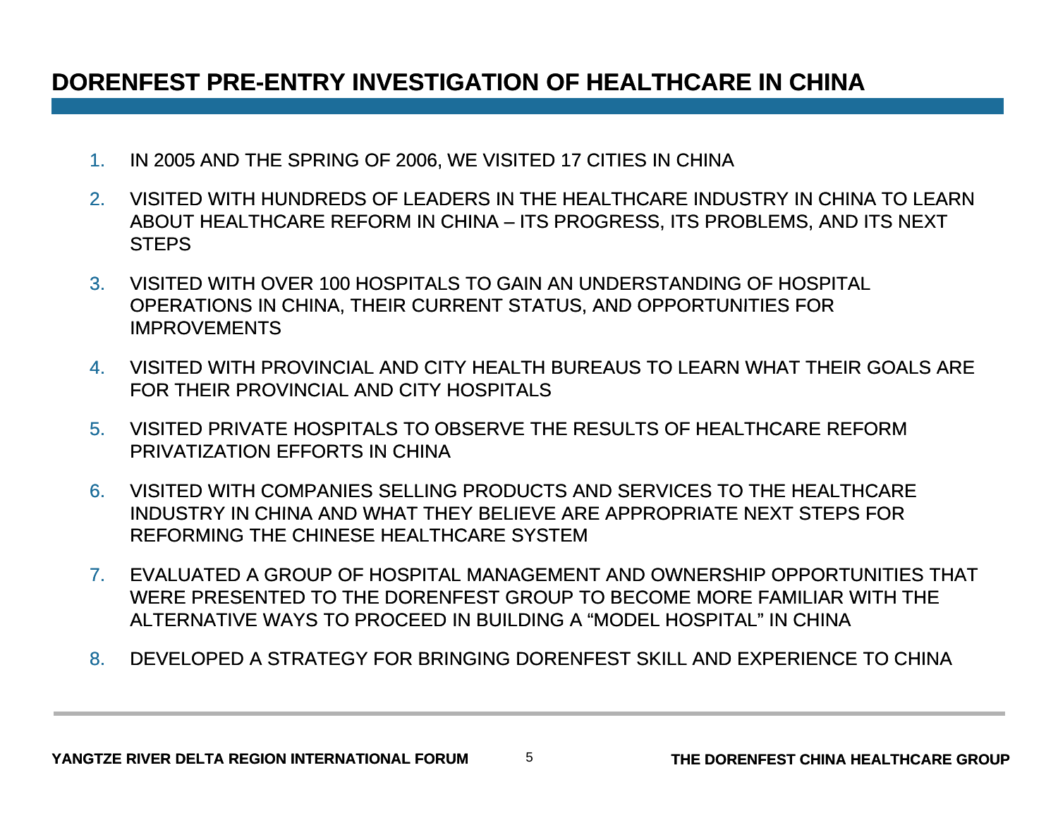# DORENFEST PRE-ENTRY INVESTIGATION OF HEALTHCARE IN CHINA

1. IN 2005 AND THE SPRING OF 2006, WE VISITED 17 CITIES IN CHINA
2. VISITED WITH HUNDREDS OF LEADERS IN THE HEALTHCARE INDUSTRY IN CHINA TO LEARN ABOUT HEALTHCARE REFORM IN CHINA – ITS PROGRESS, ITS PROBLEMS, AND ITS NEXT STEPS
3. VISITED WITH OVER 100 HOSPITALS TO GAIN AN UNDERSTANDING OF HOSPITAL OPERATIONS IN CHINA, THEIR CURRENT STATUS, AND OPPORTUNITIES FOR IMPROVEMENTS
4. VISITED WITH PROVINCIAL AND CITY HEALTH BUREAUS TO LEARN WHAT THEIR GOALS ARE FOR THEIR PROVINCIAL AND CITY HOSPITALS
5. VISITED PRIVATE HOSPITALS TO OBSERVE THE RESULTS OF HEALTHCARE REFORM PRIVATIZATION EFFORTS IN CHINA
6. VISITED WITH COMPANIES SELLING PRODUCTS AND SERVICES TO THE HEALTHCARE INDUSTRY IN CHINA AND WHAT THEY BELIEVE ARE APPROPRIATE NEXT STEPS FOR REFORMING THE CHINESE HEALTHCARE SYSTEM
7. EVALUATED A GROUP OF HOSPITAL MANAGEMENT AND OWNERSHIP OPPORTUNITIES THAT WERE PRESENTED TO THE DORENFEST GROUP TO BECOME MORE FAMILIAR WITH THE ALTERNATIVE WAYS TO PROCEED IN BUILDING A “MODEL HOSPITAL” IN CHINA
8. DEVELOPED A STRATEGY FOR BRINGING DORENFEST SKILL AND EXPERIENCE TO CHINA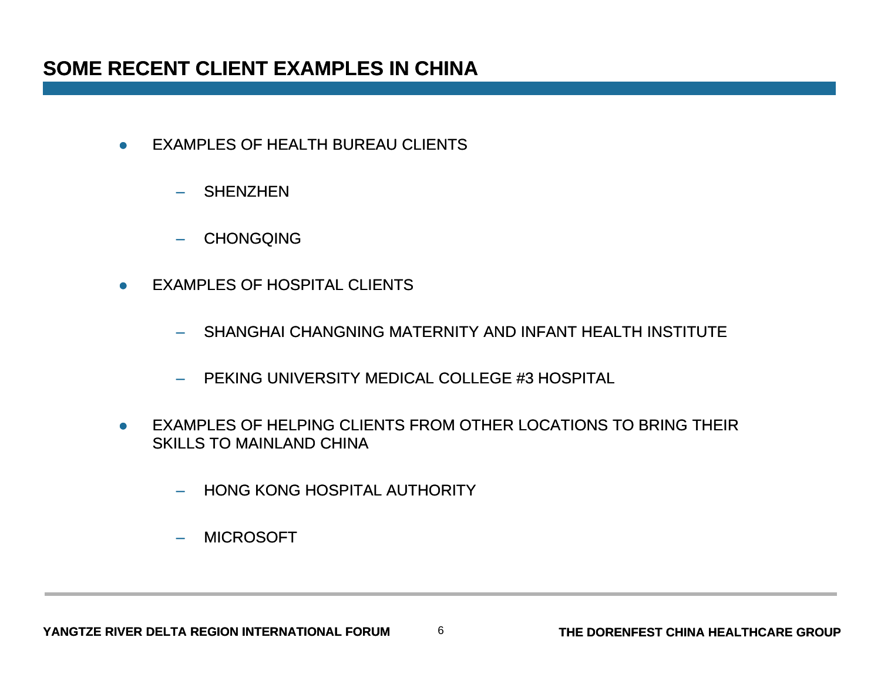# SOME RECENT CLIENT EXAMPLES IN CHINA

- EXAMPLES OF HEALTH BUREAU CLIENTS
  - SHENZHEN
  - CHONGQING
- EXAMPLES OF HOSPITAL CLIENTS
  - SHANGHAI CHANGNING MATERNITY AND INFANT HEALTH INSTITUTE
  - PEKING UNIVERSITY MEDICAL COLLEGE #3 HOSPITAL
- EXAMPLES OF HELPING CLIENTS FROM OTHER LOCATIONS TO BRING THEIR SKILLS TO MAINLAND CHINA
  - HONG KONG HOSPITAL AUTHORITY
  - MICROSOFT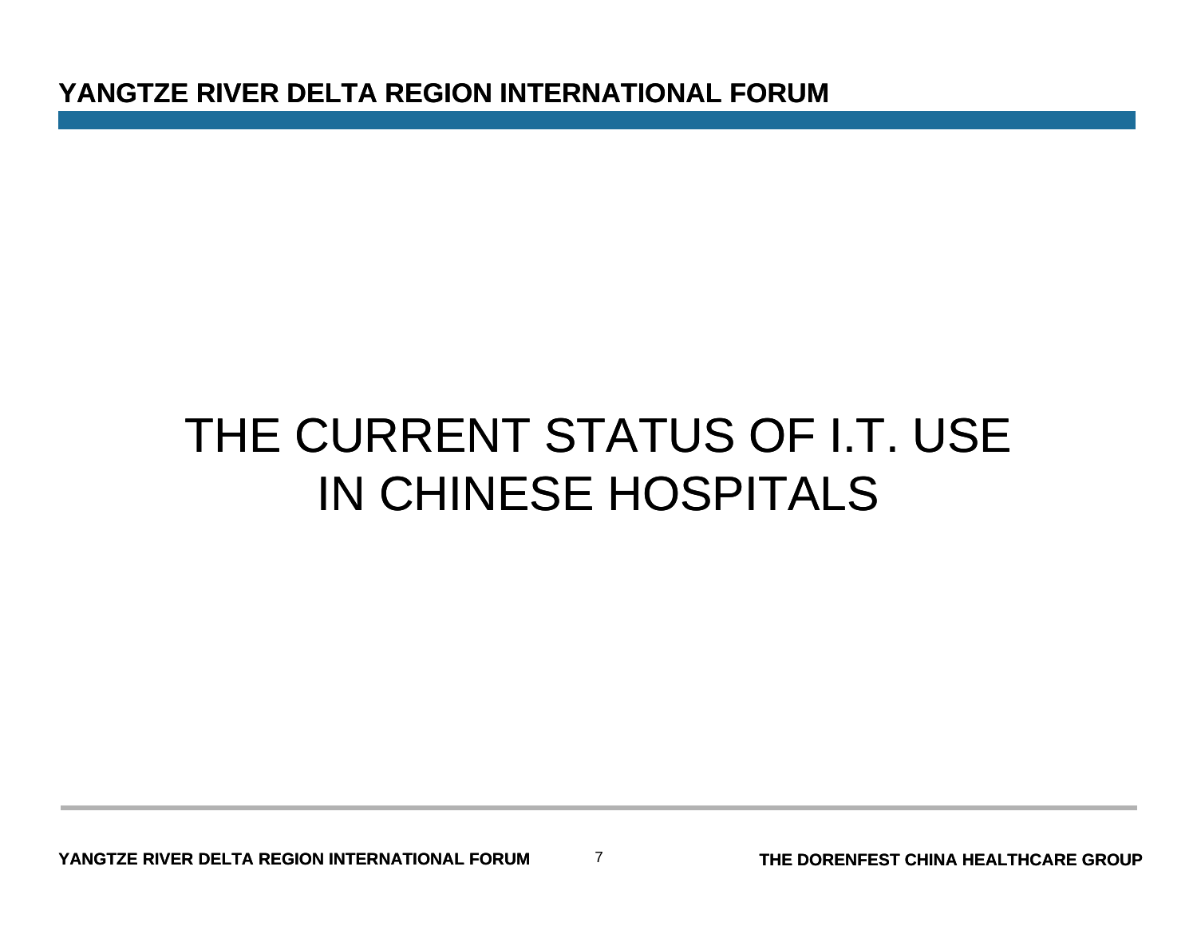# THE CURRENT STATUS OF I.T. USE IN CHINESE HOSPITALS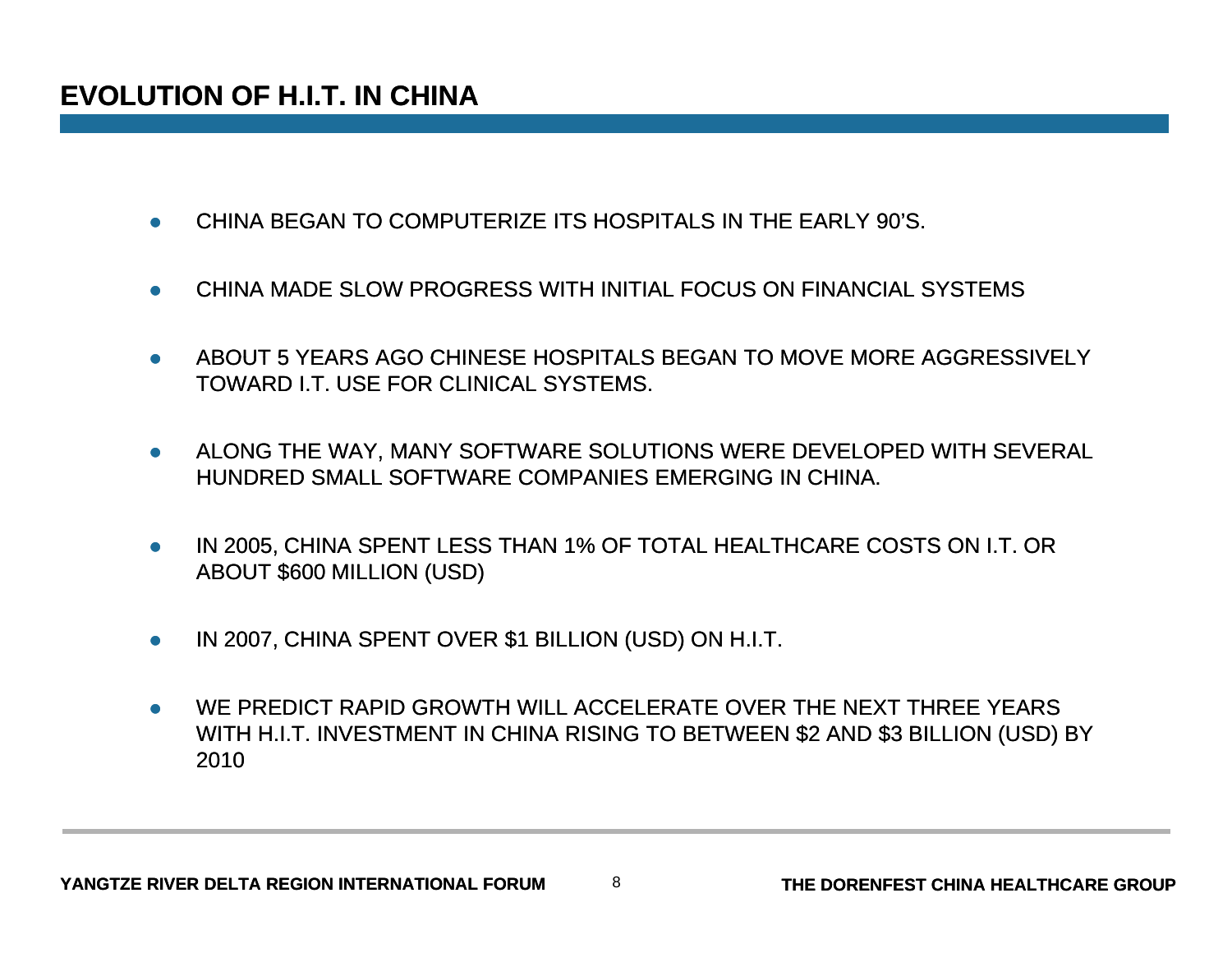# EVOLUTION OF H.I.T. IN CHINA

- CHINA BEGAN TO COMPUTERIZE ITS HOSPITALS IN THE EARLY 90'S.
- CHINA MADE SLOW PROGRESS WITH INITIAL FOCUS ON FINANCIAL SYSTEMS
- ABOUT 5 YEARS AGO CHINESE HOSPITALS BEGAN TO MOVE MORE AGGRESSIVELY TOWARD I.T. USE FOR CLINICAL SYSTEMS.
- ALONG THE WAY, MANY SOFTWARE SOLUTIONS WERE DEVELOPED WITH SEVERAL HUNDRED SMALL SOFTWARE COMPANIES EMERGING IN CHINA.
- IN 2005, CHINA SPENT LESS THAN 1% OF TOTAL HEALTHCARE COSTS ON I.T. OR ABOUT $600 MILLION (USD)
- IN 2007, CHINA SPENT OVER $1 BILLION (USD) ON H.I.T.
- WE PREDICT RAPID GROWTH WILL ACCELERATE OVER THE NEXT THREE YEARS WITH H.I.T. INVESTMENT IN CHINA RISING TO BETWEEN $2 AND $3 BILLION (USD) BY 2010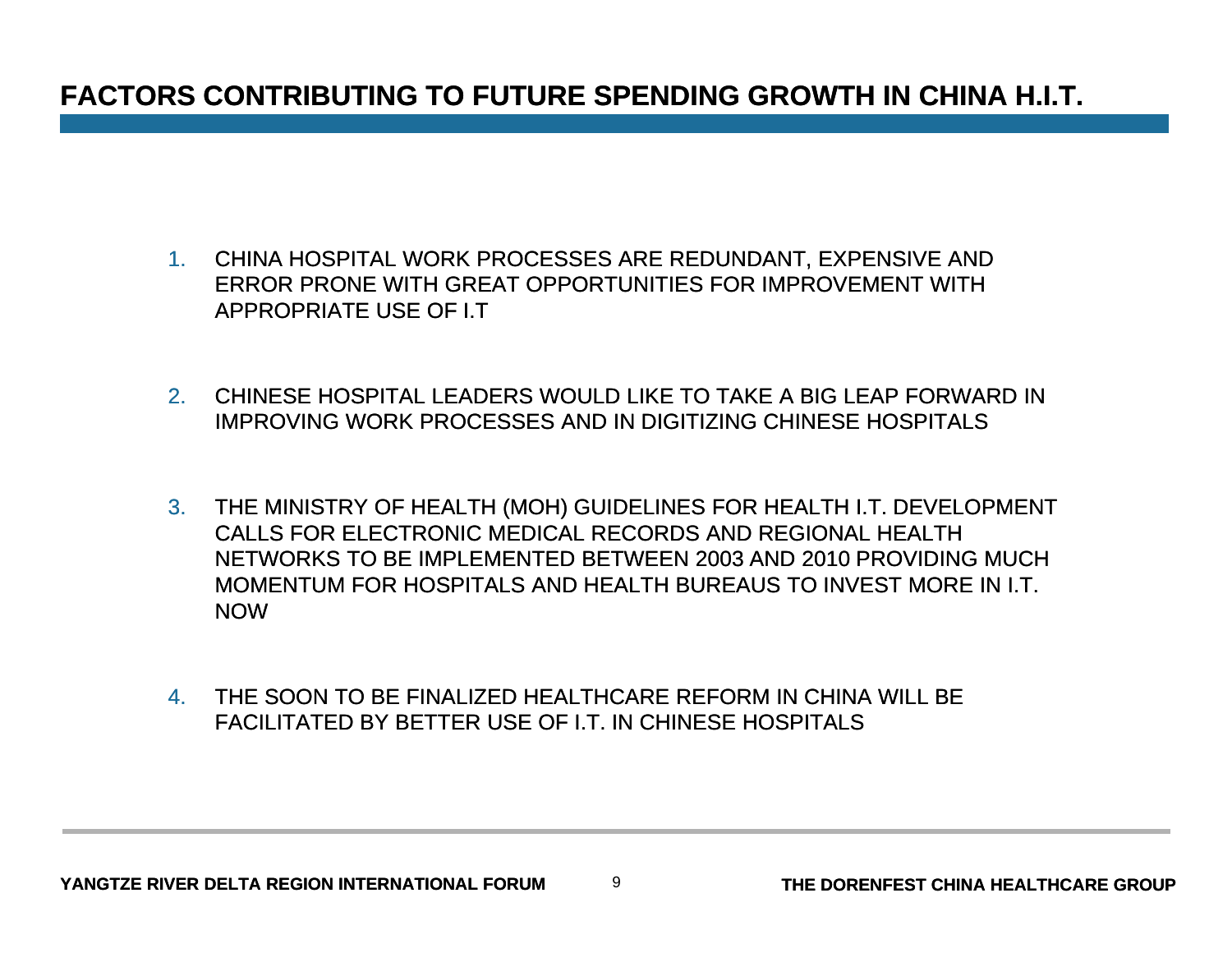# FACTORS CONTRIBUTING TO FUTURE SPENDING GROWTH IN CHINA H.I.T.

1. CHINA HOSPITAL WORK PROCESSES ARE REDUNDANT, EXPENSIVE AND ERROR PRONE WITH GREAT OPPORTUNITIES FOR IMPROVEMENT WITH APPROPRIATE USE OF I.T

2. CHINESE HOSPITAL LEADERS WOULD LIKE TO TAKE A BIG LEAP FORWARD IN IMPROVING WORK PROCESSES AND IN DIGITIZING CHINESE HOSPITALS

3. THE MINISTRY OF HEALTH (MOH) GUIDELINES FOR HEALTH I.T. DEVELOPMENT CALLS FOR ELECTRONIC MEDICAL RECORDS AND REGIONAL HEALTH NETWORKS TO BE IMPLEMENTED BETWEEN 2003 AND 2010 PROVIDING MUCH MOMENTUM FOR HOSPITALS AND HEALTH BUREAUS TO INVEST MORE IN I.T. NOW

4. THE SOON TO BE FINALIZED HEALTHCARE REFORM IN CHINA WILL BE FACILITATED BY BETTER USE OF I.T. IN CHINESE HOSPITALS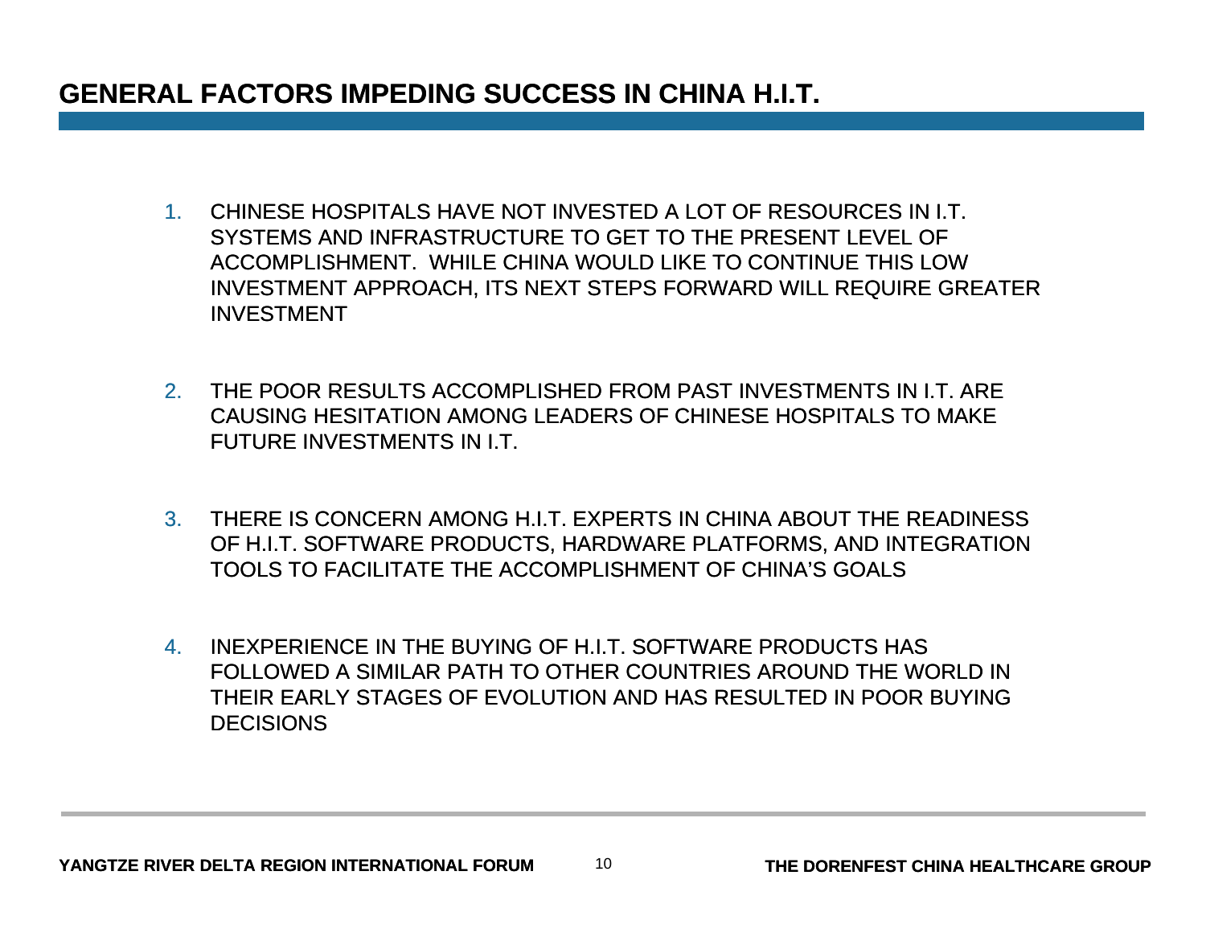## GENERAL FACTORS IMPEDING SUCCESS IN CHINA H.I.T.

1. CHINESE HOSPITALS HAVE NOT INVESTED A LOT OF RESOURCES IN I.T. SYSTEMS AND INFRASTRUCTURE TO GET TO THE PRESENT LEVEL OF ACCOMPLISHMENT. WHILE CHINA WOULD LIKE TO CONTINUE THIS LOW INVESTMENT APPROACH, ITS NEXT STEPS FORWARD WILL REQUIRE GREATER INVESTMENT

2. THE POOR RESULTS ACCOMPLISHED FROM PAST INVESTMENTS IN I.T. ARE CAUSING HESITATION AMONG LEADERS OF CHINESE HOSPITALS TO MAKE FUTURE INVESTMENTS IN I.T.

3. THERE IS CONCERN AMONG H.I.T. EXPERTS IN CHINA ABOUT THE READINESS OF H.I.T. SOFTWARE PRODUCTS, HARDWARE PLATFORMS, AND INTEGRATION TOOLS TO FACILITATE THE ACCOMPLISHMENT OF CHINA'S GOALS

4. INEXPERIENCE IN THE BUYING OF H.I.T. SOFTWARE PRODUCTS HAS FOLLOWED A SIMILAR PATH TO OTHER COUNTRIES AROUND THE WORLD IN THEIR EARLY STAGES OF EVOLUTION AND HAS RESULTED IN POOR BUYING DECISIONS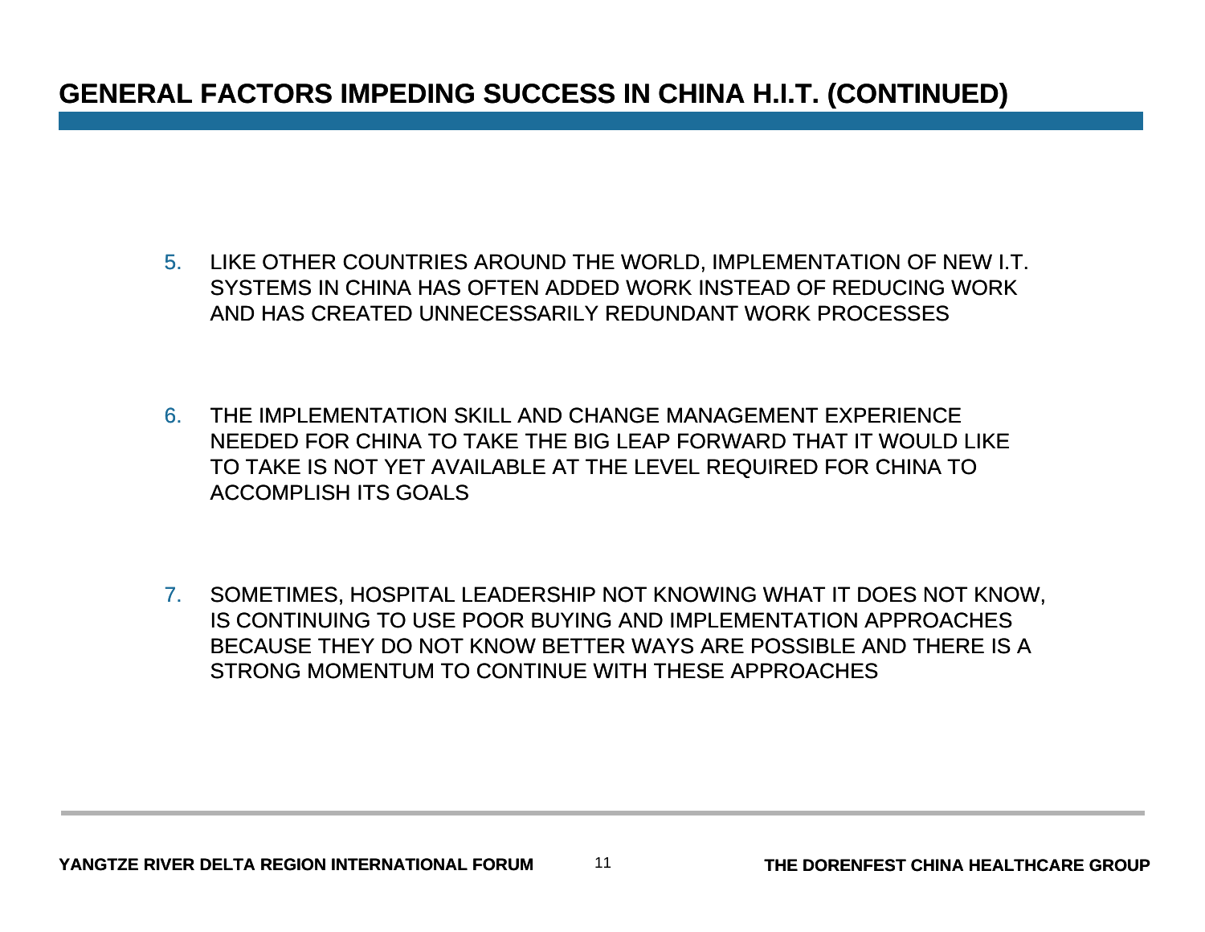# GENERAL FACTORS IMPEDING SUCCESS IN CHINA H.I.T. (CONTINUED)

5. LIKE OTHER COUNTRIES AROUND THE WORLD, IMPLEMENTATION OF NEW I.T. SYSTEMS IN CHINA HAS OFTEN ADDED WORK INSTEAD OF REDUCING WORK AND HAS CREATED UNNECESSARILY REDUNDANT WORK PROCESSES

6. THE IMPLEMENTATION SKILL AND CHANGE MANAGEMENT EXPERIENCE NEEDED FOR CHINA TO TAKE THE BIG LEAP FORWARD THAT IT WOULD LIKE TO TAKE IS NOT YET AVAILABLE AT THE LEVEL REQUIRED FOR CHINA TO ACCOMPLISH ITS GOALS

7. SOMETIMES, HOSPITAL LEADERSHIP NOT KNOWING WHAT IT DOES NOT KNOW, IS CONTINUING TO USE POOR BUYING AND IMPLEMENTATION APPROACHES BECAUSE THEY DO NOT KNOW BETTER WAYS ARE POSSIBLE AND THERE IS A STRONG MOMENTUM TO CONTINUE WITH THESE APPROACHES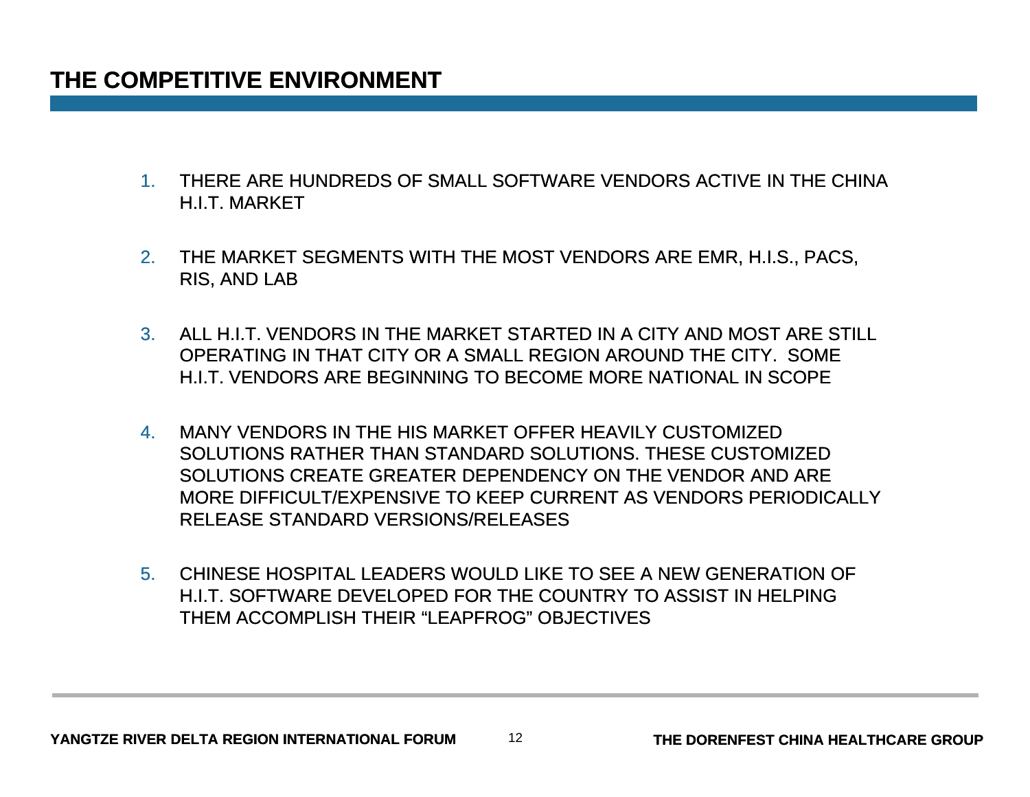# THE COMPETITIVE ENVIRONMENT

1. THERE ARE HUNDREDS OF SMALL SOFTWARE VENDORS ACTIVE IN THE CHINA H.I.T. MARKET

2. THE MARKET SEGMENTS WITH THE MOST VENDORS ARE EMR, H.I.S., PACS, RIS, AND LAB

3. ALL H.I.T. VENDORS IN THE MARKET STARTED IN A CITY AND MOST ARE STILL OPERATING IN THAT CITY OR A SMALL REGION AROUND THE CITY. SOME H.I.T. VENDORS ARE BEGINNING TO BECOME MORE NATIONAL IN SCOPE

4. MANY VENDORS IN THE HIS MARKET OFFER HEAVILY CUSTOMIZED SOLUTIONS RATHER THAN STANDARD SOLUTIONS. THESE CUSTOMIZED SOLUTIONS CREATE GREATER DEPENDENCY ON THE VENDOR AND ARE MORE DIFFICULT/EXPENSIVE TO KEEP CURRENT AS VENDORS PERIODICALLY RELEASE STANDARD VERSIONS/RELEASES

5. CHINESE HOSPITAL LEADERS WOULD LIKE TO SEE A NEW GENERATION OF H.I.T. SOFTWARE DEVELOPED FOR THE COUNTRY TO ASSIST IN HELPING THEM ACCOMPLISH THEIR "LEAPFROG" OBJECTIVES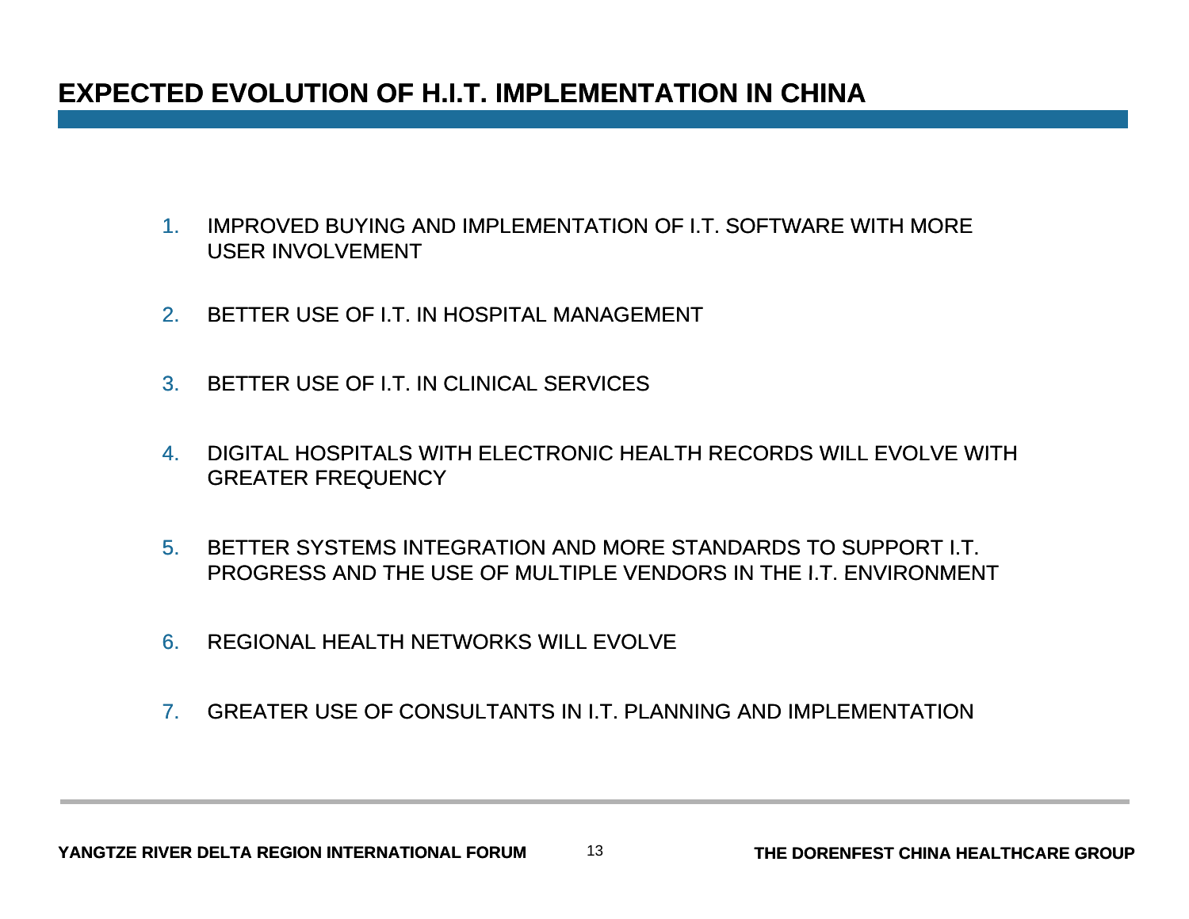# EXPECTED EVOLUTION OF H.I.T. IMPLEMENTATION IN CHINA

1. IMPROVED BUYING AND IMPLEMENTATION OF I.T. SOFTWARE WITH MORE USER INVOLVEMENT
2. BETTER USE OF I.T. IN HOSPITAL MANAGEMENT
3. BETTER USE OF I.T. IN CLINICAL SERVICES
4. DIGITAL HOSPITALS WITH ELECTRONIC HEALTH RECORDS WILL EVOLVE WITH GREATER FREQUENCY
5. BETTER SYSTEMS INTEGRATION AND MORE STANDARDS TO SUPPORT I.T. PROGRESS AND THE USE OF MULTIPLE VENDORS IN THE I.T. ENVIRONMENT
6. REGIONAL HEALTH NETWORKS WILL EVOLVE
7. GREATER USE OF CONSULTANTS IN I.T. PLANNING AND IMPLEMENTATION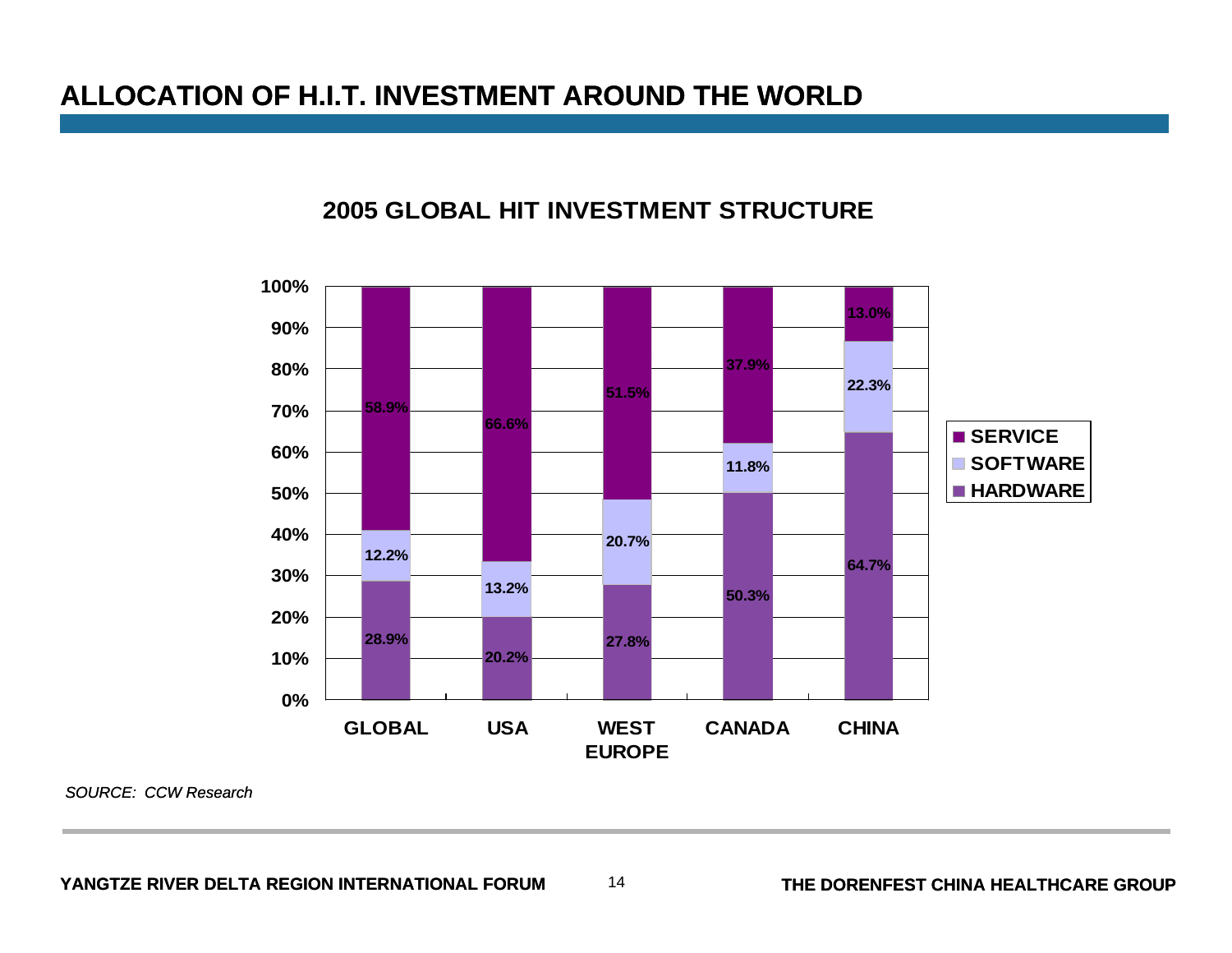# ALLOCATION OF H.I.T. INVESTMENT AROUND THE WORLD

## 2005 GLOBAL HIT INVESTMENT STRUCTURE

| | GLOBAL | USA | WEST EUROPE | CANADA | CHINA |
|---|---|---|---|---|---|
| SERVICE | 58.9% | 66.6% | 51.5% | 37.9% | 13.0% |
| SOFTWARE | 12.2% | 13.2% | 20.7% | 11.8% | 22.3% |
| HARDWARE | 28.9% | 20.2% | 27.8% | 50.3% | 64.7% |

*SOURCE: CCW Research*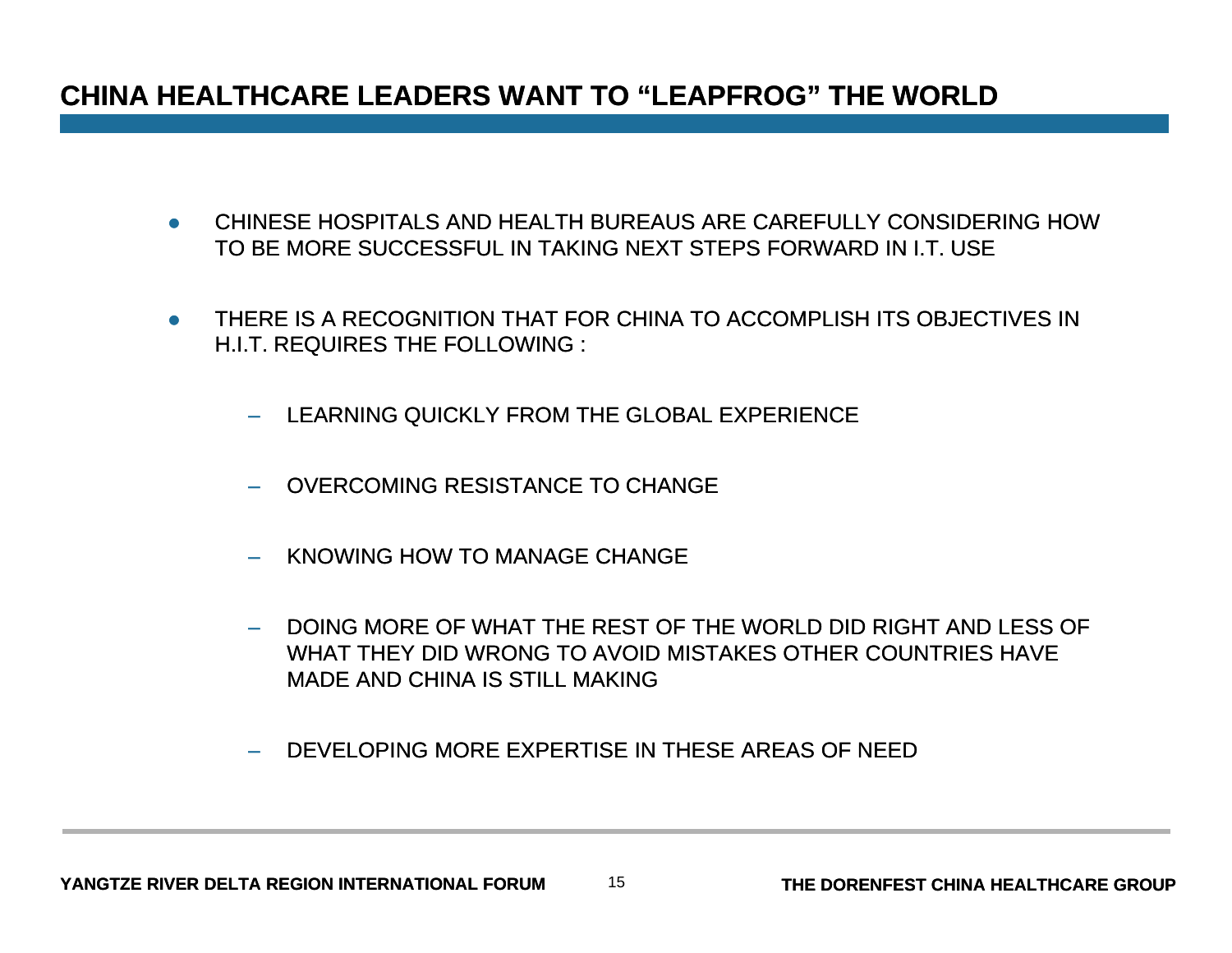# CHINA HEALTHCARE LEADERS WANT TO “LEAPFROG” THE WORLD

- CHINESE HOSPITALS AND HEALTH BUREAUS ARE CAREFULLY CONSIDERING HOW TO BE MORE SUCCESSFUL IN TAKING NEXT STEPS FORWARD IN I.T. USE
- THERE IS A RECOGNITION THAT FOR CHINA TO ACCOMPLISH ITS OBJECTIVES IN H.I.T. REQUIRES THE FOLLOWING :
  - LEARNING QUICKLY FROM THE GLOBAL EXPERIENCE
  - OVERCOMING RESISTANCE TO CHANGE
  - KNOWING HOW TO MANAGE CHANGE
  - DOING MORE OF WHAT THE REST OF THE WORLD DID RIGHT AND LESS OF WHAT THEY DID WRONG TO AVOID MISTAKES OTHER COUNTRIES HAVE MADE AND CHINA IS STILL MAKING
  - DEVELOPING MORE EXPERTISE IN THESE AREAS OF NEED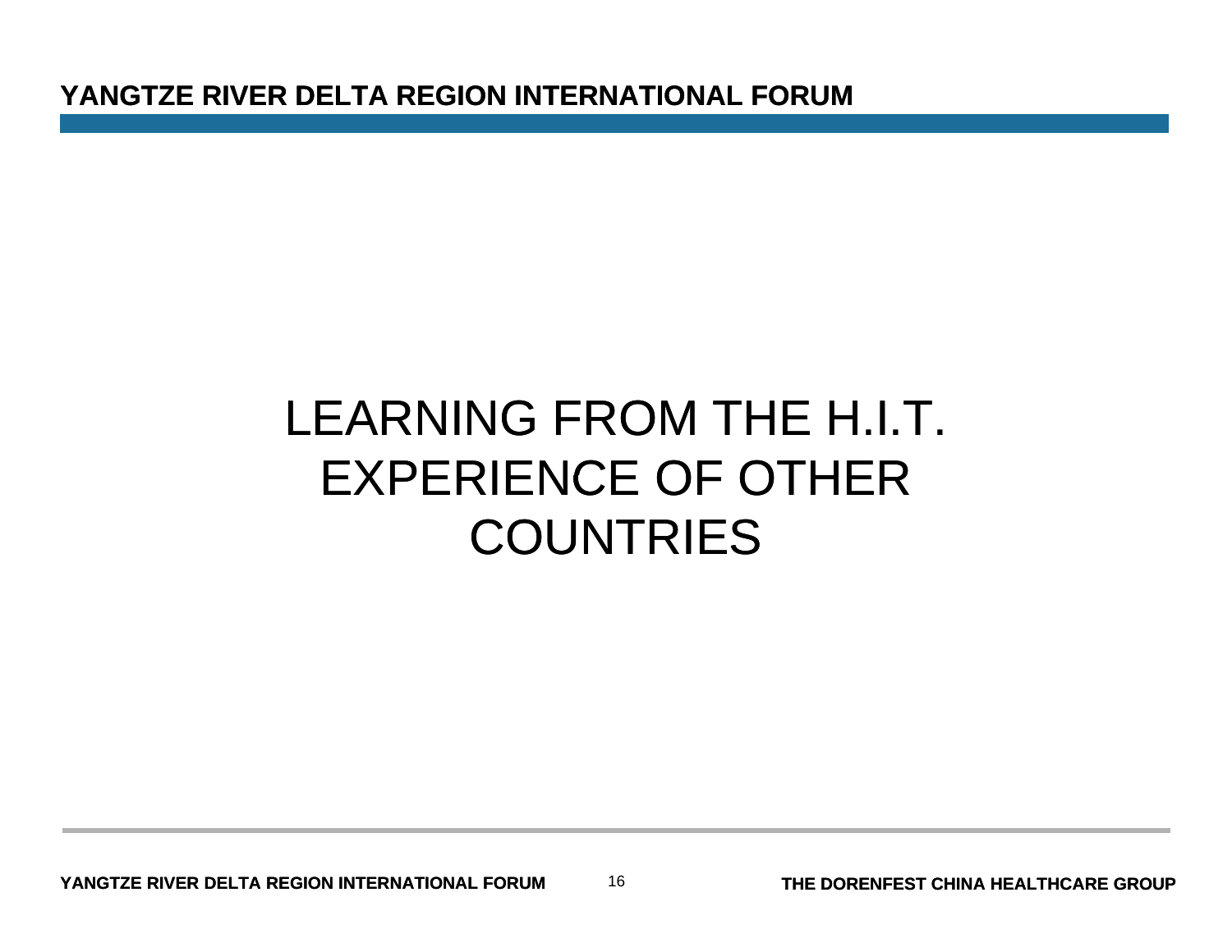# LEARNING FROM THE H.I.T. EXPERIENCE OF OTHER COUNTRIES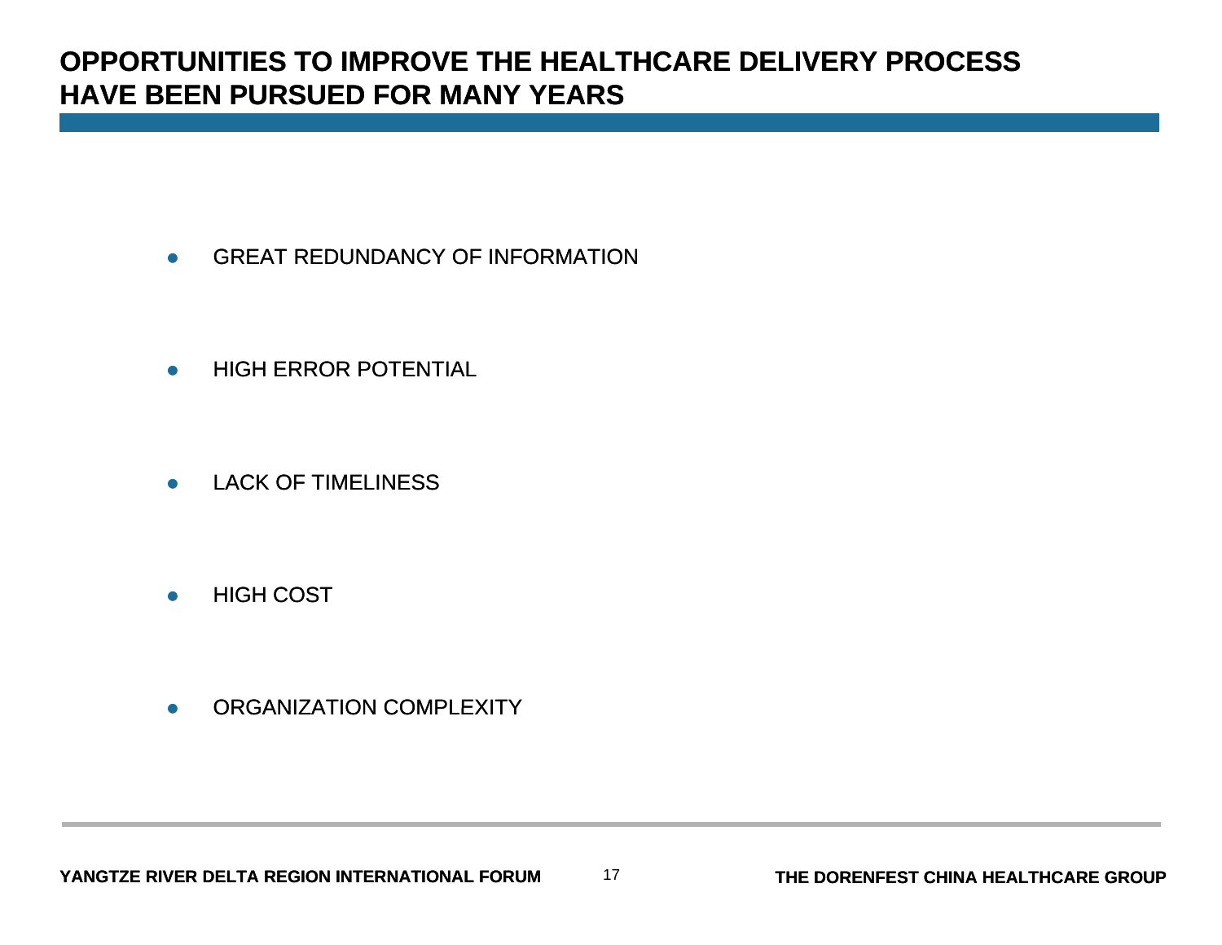# OPPORTUNITIES TO IMPROVE THE HEALTHCARE DELIVERY PROCESS HAVE BEEN PURSUED FOR MANY YEARS

- GREAT REDUNDANCY OF INFORMATION
- HIGH ERROR POTENTIAL
- LACK OF TIMELINESS
- HIGH COST
- ORGANIZATION COMPLEXITY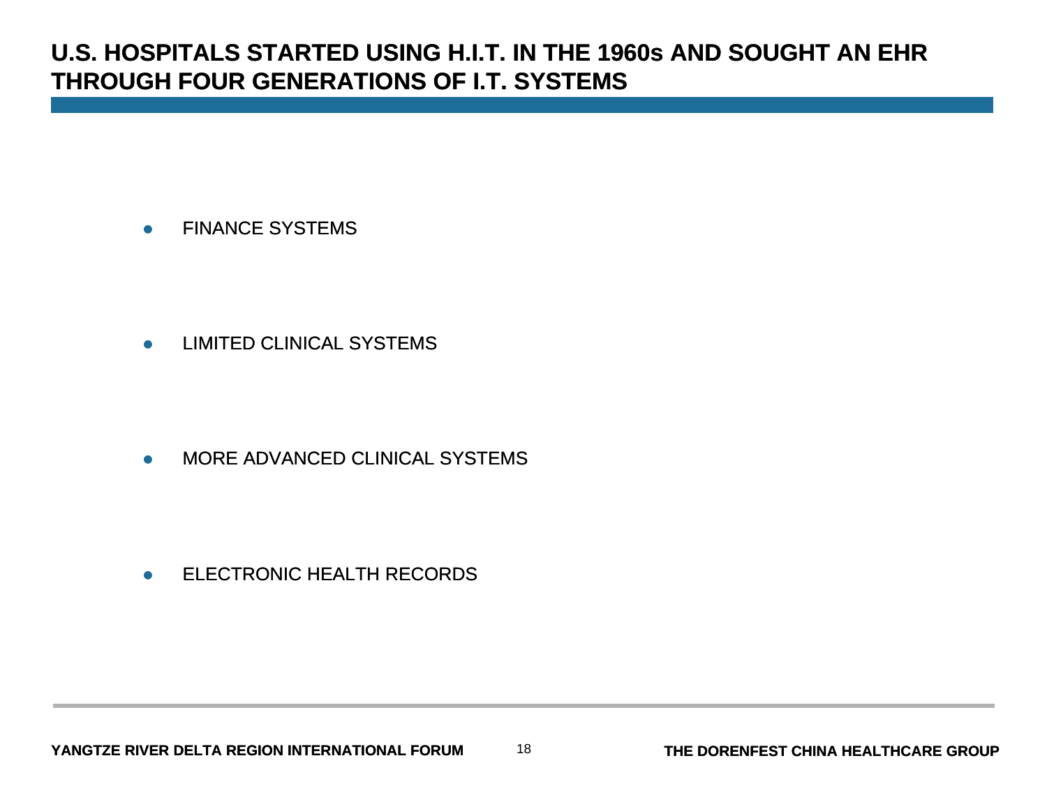# U.S. HOSPITALS STARTED USING H.I.T. IN THE 1960s AND SOUGHT AN EHR THROUGH FOUR GENERATIONS OF I.T. SYSTEMS

- FINANCE SYSTEMS
- LIMITED CLINICAL SYSTEMS
- MORE ADVANCED CLINICAL SYSTEMS
- ELECTRONIC HEALTH RECORDS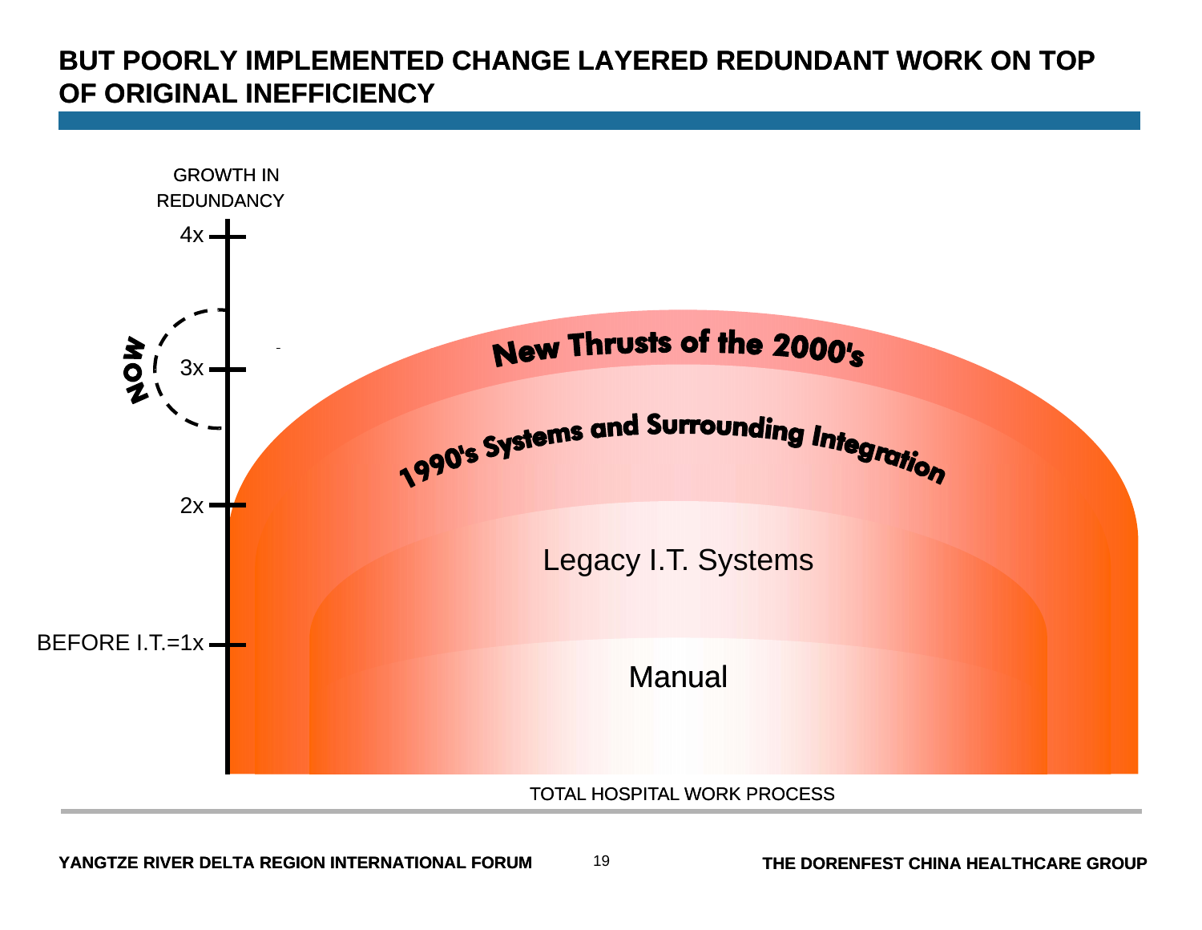# BUT POORLY IMPLEMENTED CHANGE LAYERED REDUNDANT WORK ON TOP OF ORIGINAL INEFFICIENCY

GROWTH IN REDUNDANCY

4x

NOW

3x

2x

BEFORE I.T.=1x

New Thrusts of the 2000's

1990's Systems and Surrounding Integration

Legacy I.T. Systems

Manual

TOTAL HOSPITAL WORK PROCESS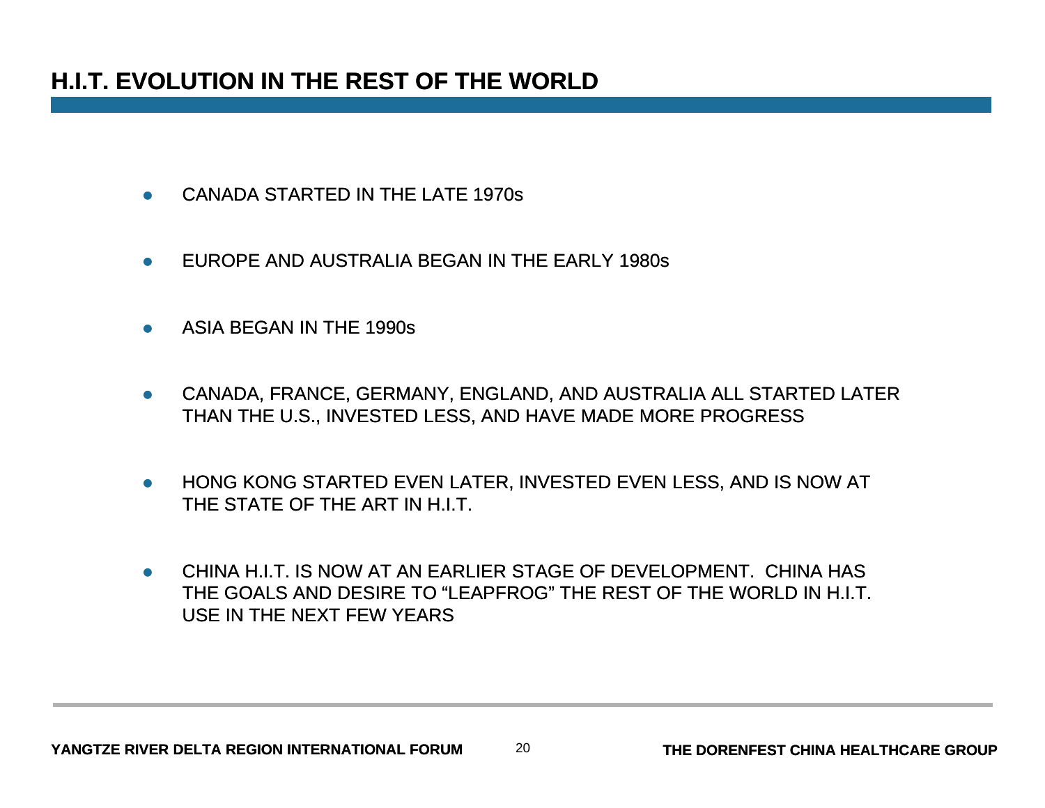# H.I.T. EVOLUTION IN THE REST OF THE WORLD

- CANADA STARTED IN THE LATE 1970s
- EUROPE AND AUSTRALIA BEGAN IN THE EARLY 1980s
- ASIA BEGAN IN THE 1990s
- CANADA, FRANCE, GERMANY, ENGLAND, AND AUSTRALIA ALL STARTED LATER THAN THE U.S., INVESTED LESS, AND HAVE MADE MORE PROGRESS
- HONG KONG STARTED EVEN LATER, INVESTED EVEN LESS, AND IS NOW AT THE STATE OF THE ART IN H.I.T.
- CHINA H.I.T. IS NOW AT AN EARLIER STAGE OF DEVELOPMENT. CHINA HAS THE GOALS AND DESIRE TO "LEAPFROG" THE REST OF THE WORLD IN H.I.T. USE IN THE NEXT FEW YEARS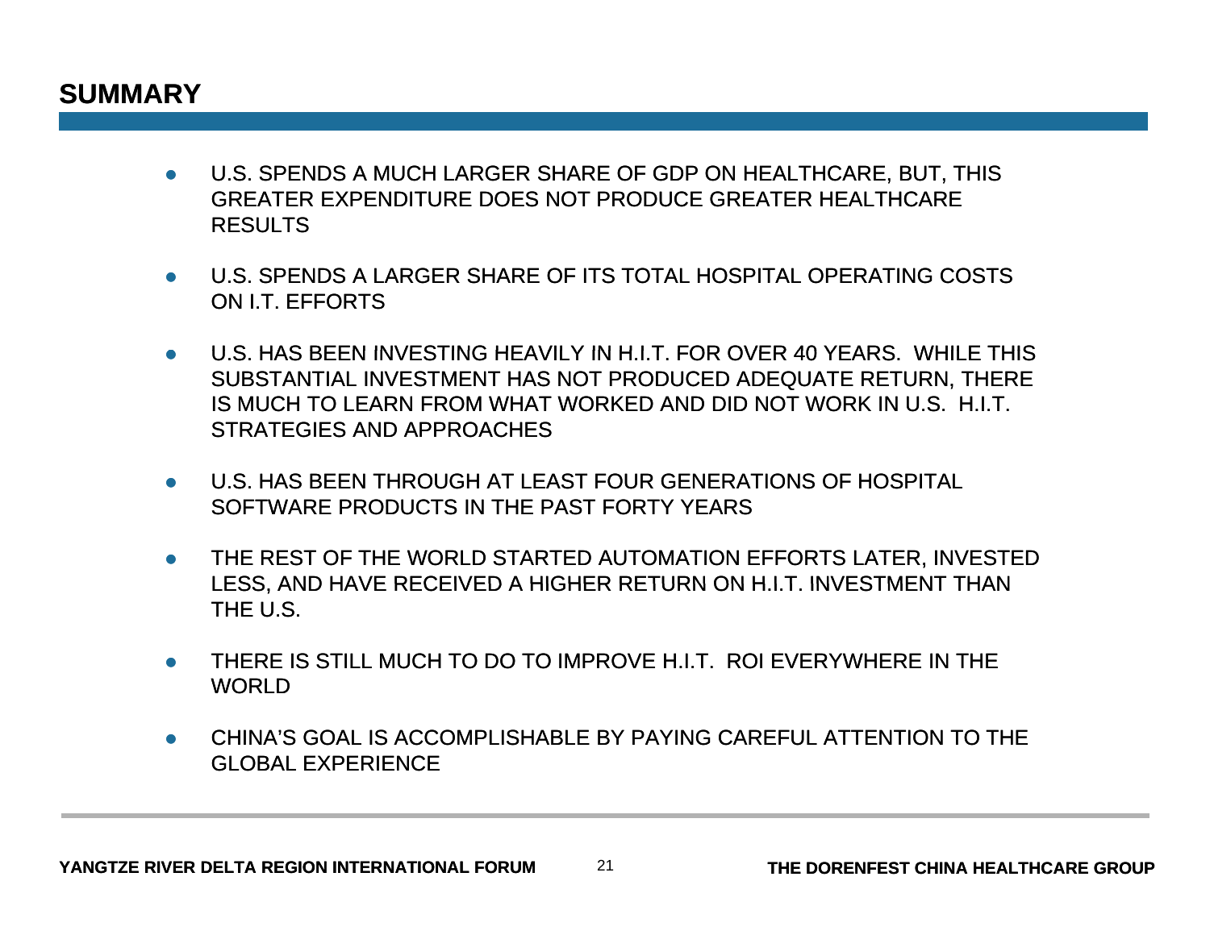# SUMMARY

- U.S. SPENDS A MUCH LARGER SHARE OF GDP ON HEALTHCARE, BUT, THIS GREATER EXPENDITURE DOES NOT PRODUCE GREATER HEALTHCARE RESULTS
- U.S. SPENDS A LARGER SHARE OF ITS TOTAL HOSPITAL OPERATING COSTS ON I.T. EFFORTS
- U.S. HAS BEEN INVESTING HEAVILY IN H.I.T. FOR OVER 40 YEARS. WHILE THIS SUBSTANTIAL INVESTMENT HAS NOT PRODUCED ADEQUATE RETURN, THERE IS MUCH TO LEARN FROM WHAT WORKED AND DID NOT WORK IN U.S. H.I.T. STRATEGIES AND APPROACHES
- U.S. HAS BEEN THROUGH AT LEAST FOUR GENERATIONS OF HOSPITAL SOFTWARE PRODUCTS IN THE PAST FORTY YEARS
- THE REST OF THE WORLD STARTED AUTOMATION EFFORTS LATER, INVESTED LESS, AND HAVE RECEIVED A HIGHER RETURN ON H.I.T. INVESTMENT THAN THE U.S.
- THERE IS STILL MUCH TO DO TO IMPROVE H.I.T. ROI EVERYWHERE IN THE WORLD
- CHINA'S GOAL IS ACCOMPLISHABLE BY PAYING CAREFUL ATTENTION TO THE GLOBAL EXPERIENCE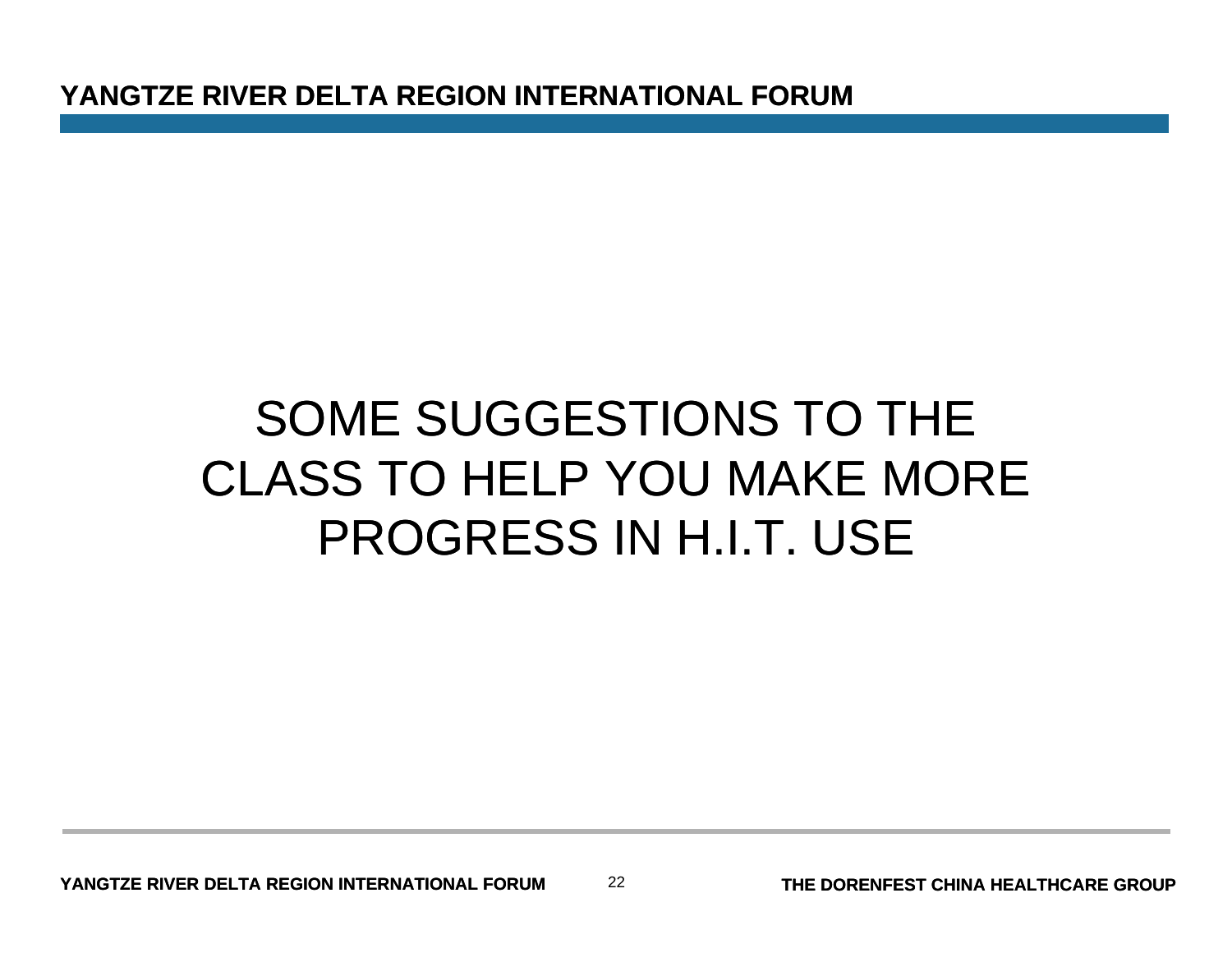# SOME SUGGESTIONS TO THE CLASS TO HELP YOU MAKE MORE PROGRESS IN H.I.T. USE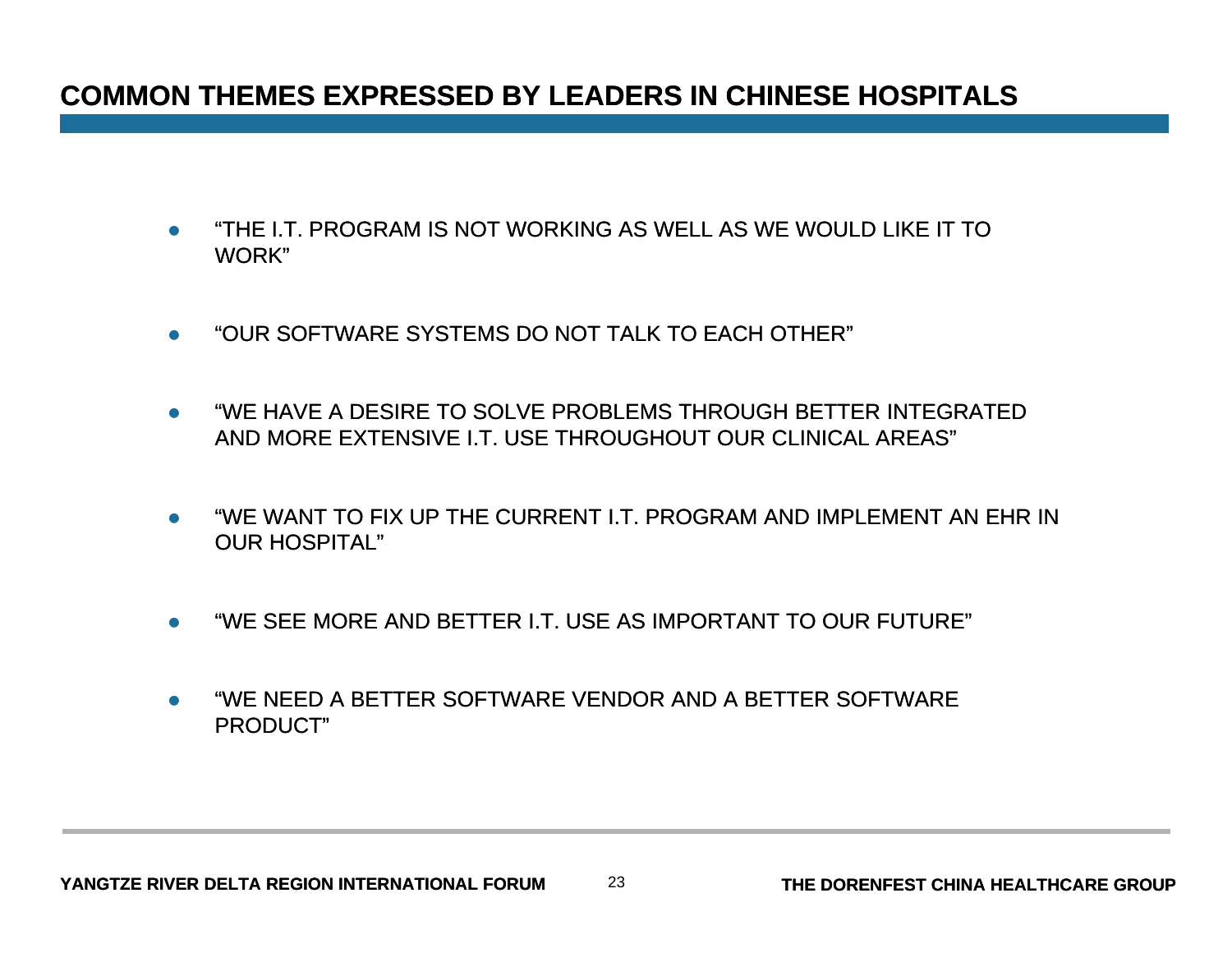# COMMON THEMES EXPRESSED BY LEADERS IN CHINESE HOSPITALS

- "THE I.T. PROGRAM IS NOT WORKING AS WELL AS WE WOULD LIKE IT TO WORK"
- "OUR SOFTWARE SYSTEMS DO NOT TALK TO EACH OTHER"
- "WE HAVE A DESIRE TO SOLVE PROBLEMS THROUGH BETTER INTEGRATED AND MORE EXTENSIVE I.T. USE THROUGHOUT OUR CLINICAL AREAS"
- "WE WANT TO FIX UP THE CURRENT I.T. PROGRAM AND IMPLEMENT AN EHR IN OUR HOSPITAL"
- "WE SEE MORE AND BETTER I.T. USE AS IMPORTANT TO OUR FUTURE"
- "WE NEED A BETTER SOFTWARE VENDOR AND A BETTER SOFTWARE PRODUCT"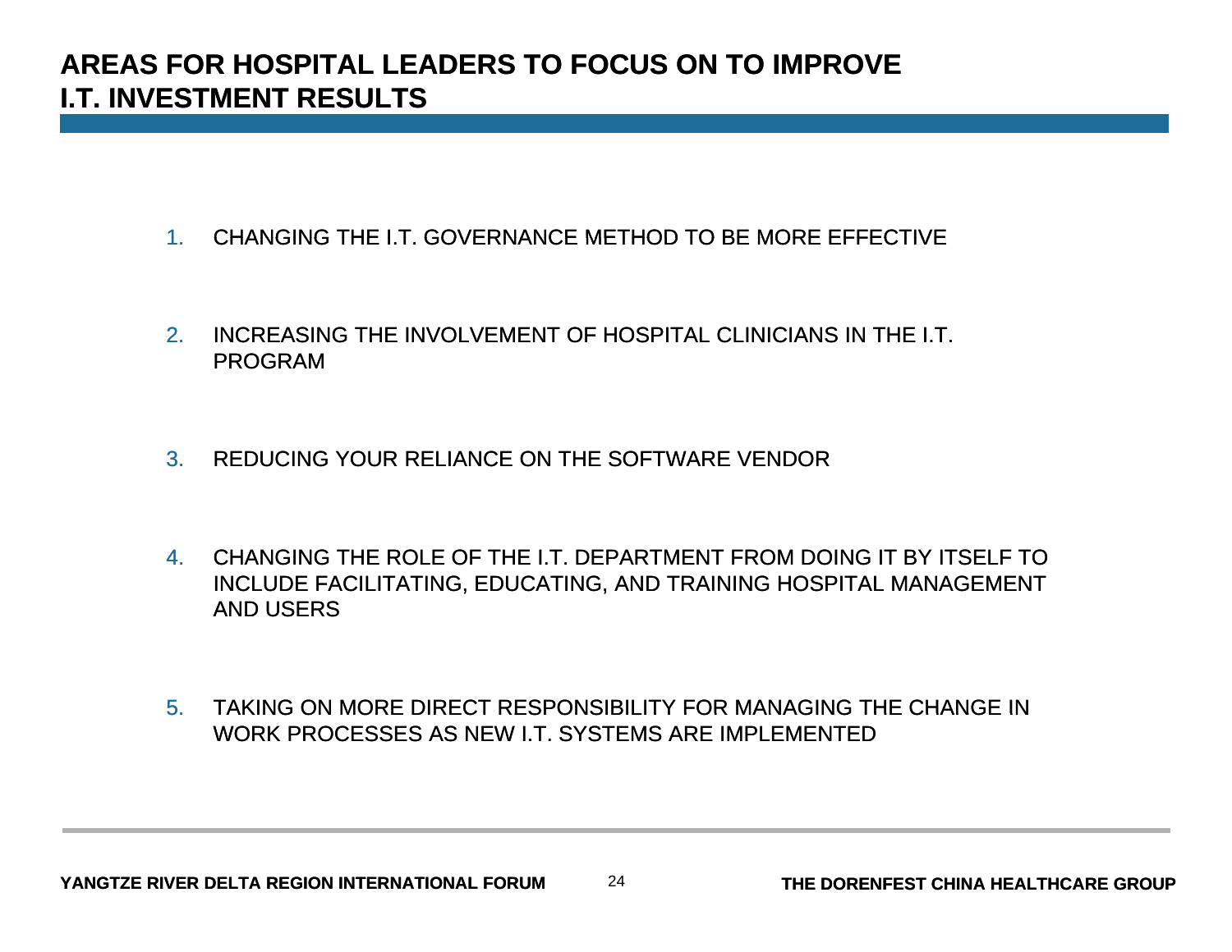# AREAS FOR HOSPITAL LEADERS TO FOCUS ON TO IMPROVE I.T. INVESTMENT RESULTS

1. CHANGING THE I.T. GOVERNANCE METHOD TO BE MORE EFFECTIVE
2. INCREASING THE INVOLVEMENT OF HOSPITAL CLINICIANS IN THE I.T. PROGRAM
3. REDUCING YOUR RELIANCE ON THE SOFTWARE VENDOR
4. CHANGING THE ROLE OF THE I.T. DEPARTMENT FROM DOING IT BY ITSELF TO INCLUDE FACILITATING, EDUCATING, AND TRAINING HOSPITAL MANAGEMENT AND USERS
5. TAKING ON MORE DIRECT RESPONSIBILITY FOR MANAGING THE CHANGE IN WORK PROCESSES AS NEW I.T. SYSTEMS ARE IMPLEMENTED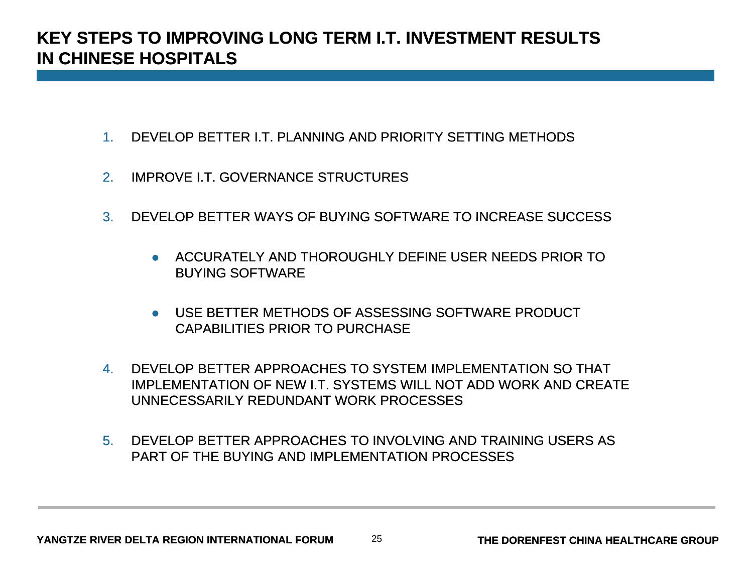# KEY STEPS TO IMPROVING LONG TERM I.T. INVESTMENT RESULTS IN CHINESE HOSPITALS

1. DEVELOP BETTER I.T. PLANNING AND PRIORITY SETTING METHODS
2. IMPROVE I.T. GOVERNANCE STRUCTURES
3. DEVELOP BETTER WAYS OF BUYING SOFTWARE TO INCREASE SUCCESS
   - ACCURATELY AND THOROUGHLY DEFINE USER NEEDS PRIOR TO BUYING SOFTWARE
   - USE BETTER METHODS OF ASSESSING SOFTWARE PRODUCT CAPABILITIES PRIOR TO PURCHASE
4. DEVELOP BETTER APPROACHES TO SYSTEM IMPLEMENTATION SO THAT IMPLEMENTATION OF NEW I.T. SYSTEMS WILL NOT ADD WORK AND CREATE UNNECESSARILY REDUNDANT WORK PROCESSES
5. DEVELOP BETTER APPROACHES TO INVOLVING AND TRAINING USERS AS PART OF THE BUYING AND IMPLEMENTATION PROCESSES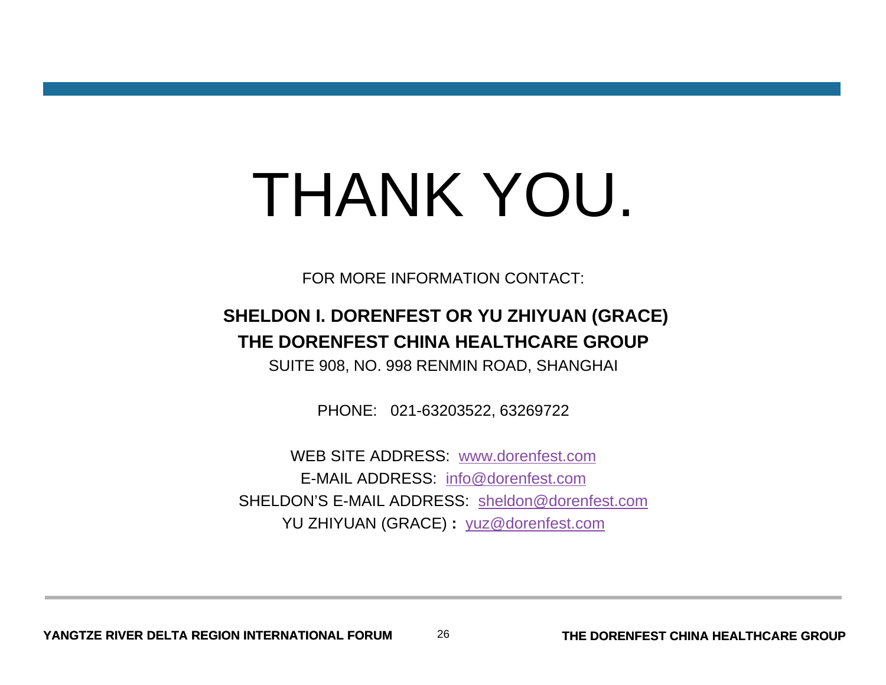# THANK YOU.

FOR MORE INFORMATION CONTACT:

**SHELDON I. DORENFEST OR YU ZHIYUAN (GRACE)**

**THE DORENFEST CHINA HEALTHCARE GROUP**

SUITE 908, NO. 998 RENMIN ROAD, SHANGHAI

PHONE: 021-63203522, 63269722

WEB SITE ADDRESS: www.dorenfest.com

E-MAIL ADDRESS: info@dorenfest.com

SHELDON'S E-MAIL ADDRESS: sheldon@dorenfest.com

YU ZHIYUAN (GRACE) **:** yuz@dorenfest.com